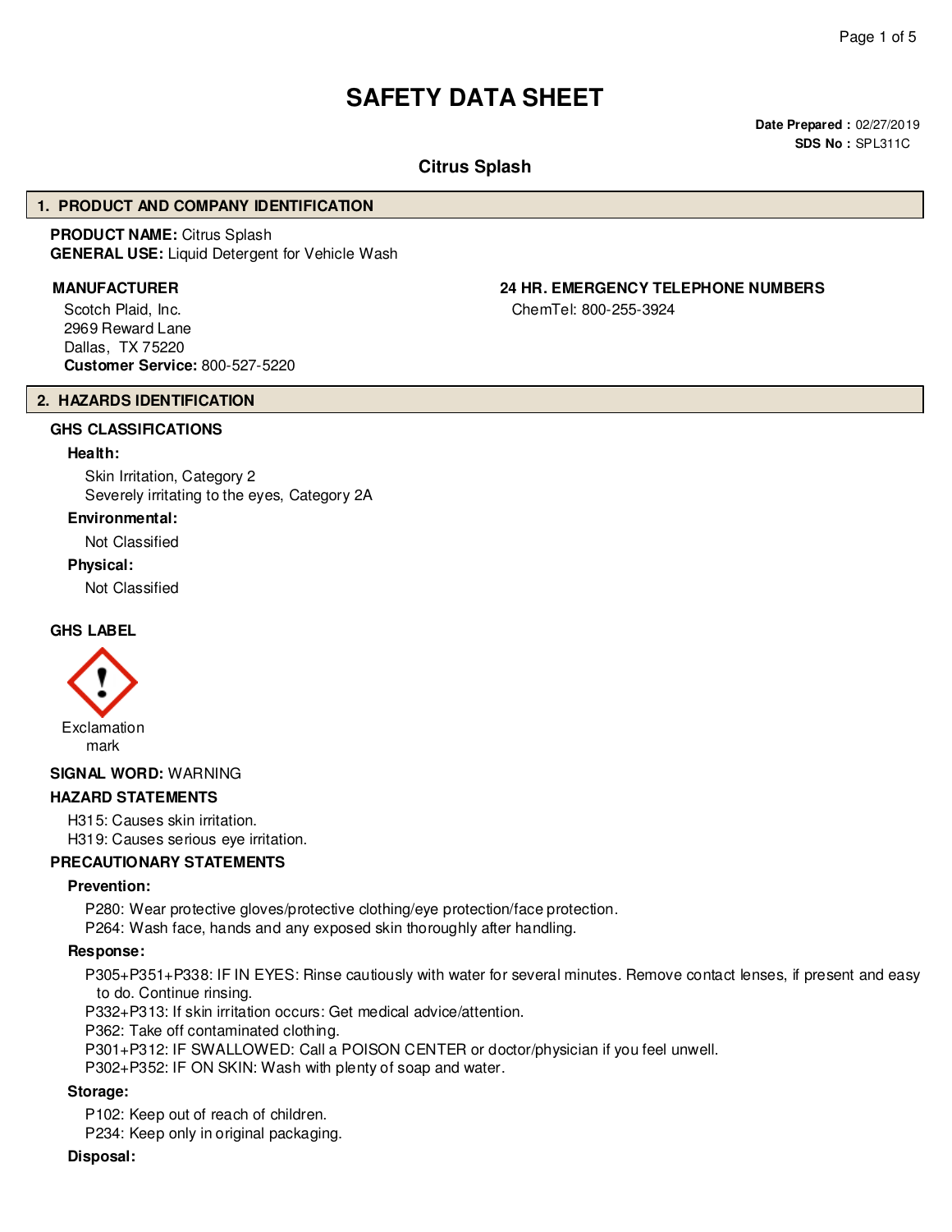# SAFETY DATA SHEET

**Date Prepared :** 02/27/2019
**SDS No :** SPL311C

## Citrus Splash

## 1. PRODUCT AND COMPANY IDENTIFICATION

**PRODUCT NAME:** Citrus Splash
**GENERAL USE:** Liquid Detergent for Vehicle Wash

**MANUFACTURER**

Scotch Plaid, Inc.
2969 Reward Lane
Dallas, TX 75220
**Customer Service:** 800-527-5220

**24 HR. EMERGENCY TELEPHONE NUMBERS**

ChemTel: 800-255-3924

## 2. HAZARDS IDENTIFICATION

### GHS CLASSIFICATIONS

**Health:**

Skin Irritation, Category 2
Severely irritating to the eyes, Category 2A

**Environmental:**

Not Classified

**Physical:**

Not Classified

### GHS LABEL

Exclamation mark

**SIGNAL WORD:** WARNING

### HAZARD STATEMENTS

H315: Causes skin irritation.
H319: Causes serious eye irritation.

### PRECAUTIONARY STATEMENTS

**Prevention:**

P280: Wear protective gloves/protective clothing/eye protection/face protection.
P264: Wash face, hands and any exposed skin thoroughly after handling.

**Response:**

P305+P351+P338: IF IN EYES: Rinse cautiously with water for several minutes. Remove contact lenses, if present and easy to do. Continue rinsing.
P332+P313: If skin irritation occurs: Get medical advice/attention.
P362: Take off contaminated clothing.
P301+P312: IF SWALLOWED: Call a POISON CENTER or doctor/physician if you feel unwell.
P302+P352: IF ON SKIN: Wash with plenty of soap and water.

**Storage:**

P102: Keep out of reach of children.
P234: Keep only in original packaging.

**Disposal:**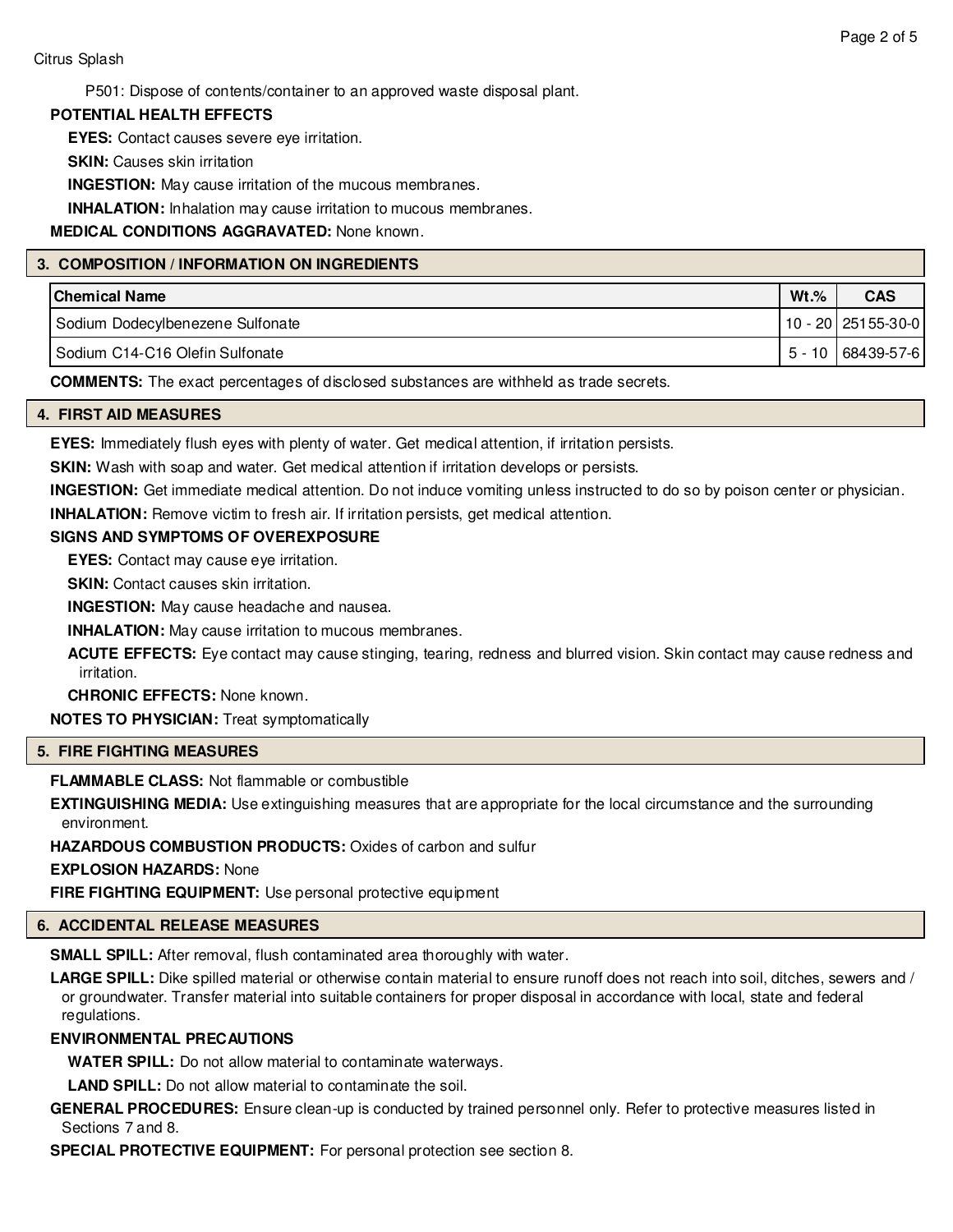P501: Dispose of contents/container to an approved waste disposal plant.

**POTENTIAL HEALTH EFFECTS**

**EYES:** Contact causes severe eye irritation.

**SKIN:** Causes skin irritation

**INGESTION:** May cause irritation of the mucous membranes.

**INHALATION:** Inhalation may cause irritation to mucous membranes.

**MEDICAL CONDITIONS AGGRAVATED:** None known.

## 3. COMPOSITION / INFORMATION ON INGREDIENTS

| Chemical Name | Wt.% | CAS |
|---|---|---|
| Sodium Dodecylbenezene Sulfonate | 10 - 20 | 25155-30-0 |
| Sodium C14-C16 Olefin Sulfonate | 5 - 10 | 68439-57-6 |

**COMMENTS:** The exact percentages of disclosed substances are withheld as trade secrets.

## 4. FIRST AID MEASURES

**EYES:** Immediately flush eyes with plenty of water. Get medical attention, if irritation persists.

**SKIN:** Wash with soap and water. Get medical attention if irritation develops or persists.

**INGESTION:** Get immediate medical attention. Do not induce vomiting unless instructed to do so by poison center or physician.

**INHALATION:** Remove victim to fresh air. If irritation persists, get medical attention.

**SIGNS AND SYMPTOMS OF OVEREXPOSURE**

**EYES:** Contact may cause eye irritation.

**SKIN:** Contact causes skin irritation.

**INGESTION:** May cause headache and nausea.

**INHALATION:** May cause irritation to mucous membranes.

**ACUTE EFFECTS:** Eye contact may cause stinging, tearing, redness and blurred vision. Skin contact may cause redness and irritation.

**CHRONIC EFFECTS:** None known.

**NOTES TO PHYSICIAN:** Treat symptomatically

## 5. FIRE FIGHTING MEASURES

**FLAMMABLE CLASS:** Not flammable or combustible

**EXTINGUISHING MEDIA:** Use extinguishing measures that are appropriate for the local circumstance and the surrounding environment.

**HAZARDOUS COMBUSTION PRODUCTS:** Oxides of carbon and sulfur

**EXPLOSION HAZARDS:** None

**FIRE FIGHTING EQUIPMENT:** Use personal protective equipment

## 6. ACCIDENTAL RELEASE MEASURES

**SMALL SPILL:** After removal, flush contaminated area thoroughly with water.

**LARGE SPILL:** Dike spilled material or otherwise contain material to ensure runoff does not reach into soil, ditches, sewers and / or groundwater. Transfer material into suitable containers for proper disposal in accordance with local, state and federal regulations.

**ENVIRONMENTAL PRECAUTIONS**

**WATER SPILL:** Do not allow material to contaminate waterways.

**LAND SPILL:** Do not allow material to contaminate the soil.

**GENERAL PROCEDURES:** Ensure clean-up is conducted by trained personnel only. Refer to protective measures listed in Sections 7 and 8.

**SPECIAL PROTECTIVE EQUIPMENT:** For personal protection see section 8.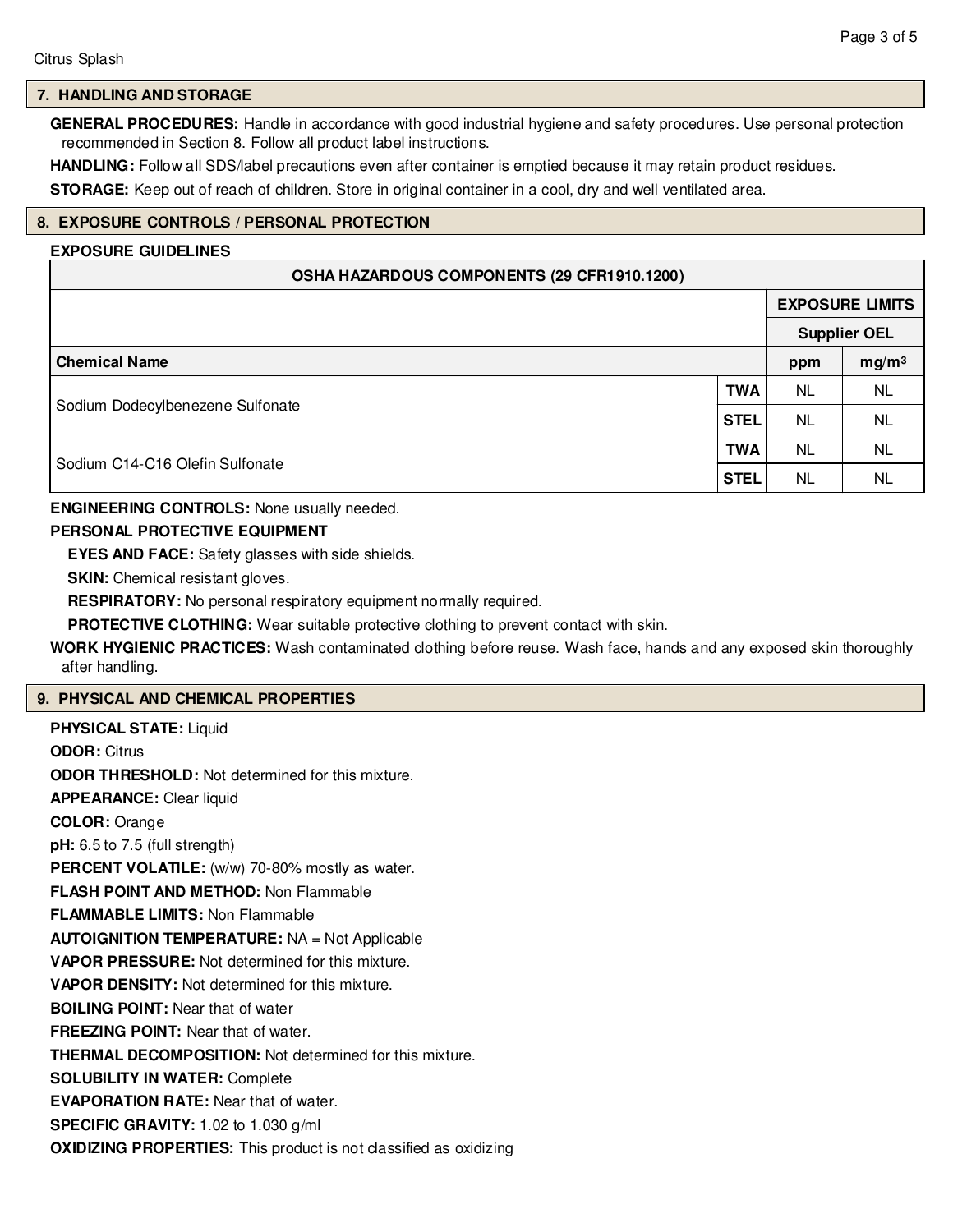## 7. HANDLING AND STORAGE

**GENERAL PROCEDURES:** Handle in accordance with good industrial hygiene and safety procedures. Use personal protection recommended in Section 8. Follow all product label instructions.

**HANDLING:** Follow all SDS/label precautions even after container is emptied because it may retain product residues.

**STORAGE:** Keep out of reach of children. Store in original container in a cool, dry and well ventilated area.

## 8. EXPOSURE CONTROLS / PERSONAL PROTECTION

**EXPOSURE GUIDELINES**

| OSHA HAZARDOUS COMPONENTS (29 CFR1910.1200) | | | |
|---|---|---|---|
| | | EXPOSURE LIMITS | |
| | | Supplier OEL | |
| **Chemical Name** | | **ppm** | **mg/m³** |
| Sodium Dodecylbenezene Sulfonate | **TWA** | NL | NL |
| | **STEL** | NL | NL |
| Sodium C14-C16 Olefin Sulfonate | **TWA** | NL | NL |
| | **STEL** | NL | NL |

**ENGINEERING CONTROLS:** None usually needed.

**PERSONAL PROTECTIVE EQUIPMENT**

**EYES AND FACE:** Safety glasses with side shields.

**SKIN:** Chemical resistant gloves.

**RESPIRATORY:** No personal respiratory equipment normally required.

**PROTECTIVE CLOTHING:** Wear suitable protective clothing to prevent contact with skin.

**WORK HYGIENIC PRACTICES:** Wash contaminated clothing before reuse. Wash face, hands and any exposed skin thoroughly after handling.

## 9. PHYSICAL AND CHEMICAL PROPERTIES

**PHYSICAL STATE:** Liquid

**ODOR:** Citrus

**ODOR THRESHOLD:** Not determined for this mixture.

**APPEARANCE:** Clear liquid

**COLOR:** Orange

**pH:** 6.5 to 7.5 (full strength)

**PERCENT VOLATILE:** (w/w) 70-80% mostly as water.

**FLASH POINT AND METHOD:** Non Flammable

**FLAMMABLE LIMITS:** Non Flammable

**AUTOIGNITION TEMPERATURE:** NA = Not Applicable

**VAPOR PRESSURE:** Not determined for this mixture.

**VAPOR DENSITY:** Not determined for this mixture.

**BOILING POINT:** Near that of water

**FREEZING POINT:** Near that of water.

**THERMAL DECOMPOSITION:** Not determined for this mixture.

**SOLUBILITY IN WATER:** Complete

**EVAPORATION RATE:** Near that of water.

**SPECIFIC GRAVITY:** 1.02 to 1.030 g/ml

**OXIDIZING PROPERTIES:** This product is not classified as oxidizing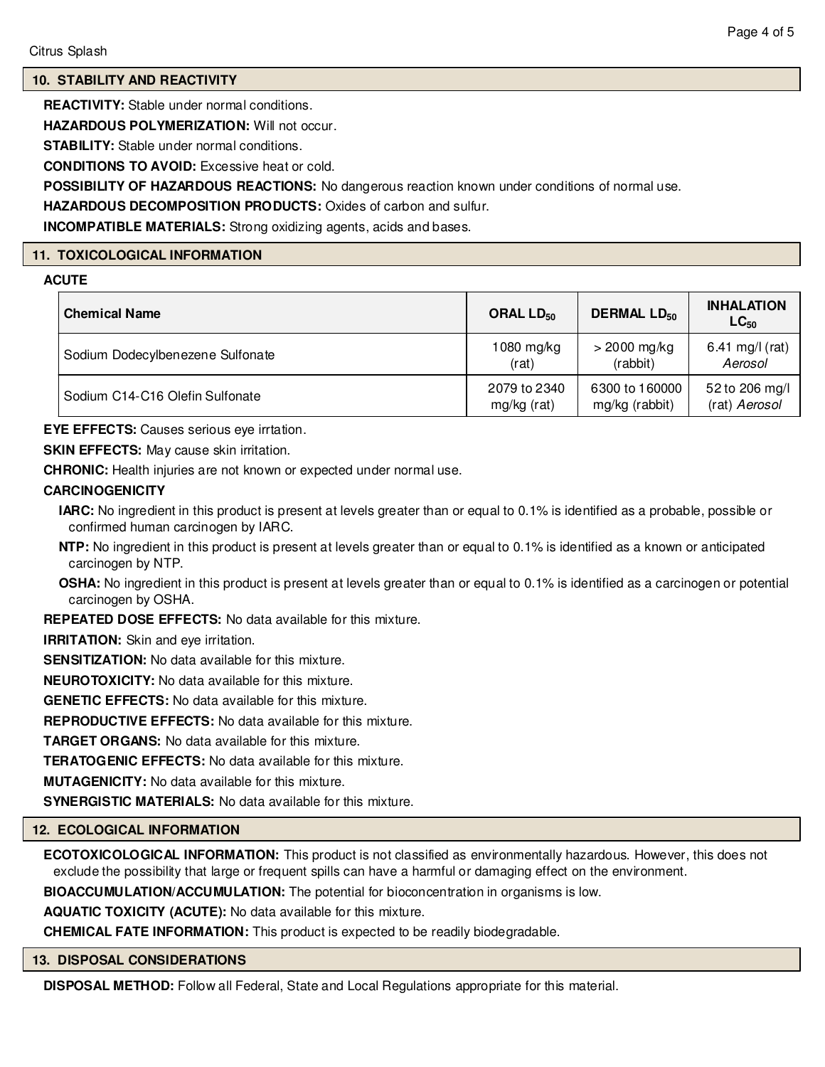## 10. STABILITY AND REACTIVITY

**REACTIVITY:** Stable under normal conditions.

**HAZARDOUS POLYMERIZATION:** Will not occur.

**STABILITY:** Stable under normal conditions.

**CONDITIONS TO AVOID:** Excessive heat or cold.

**POSSIBILITY OF HAZARDOUS REACTIONS:** No dangerous reaction known under conditions of normal use.

**HAZARDOUS DECOMPOSITION PRODUCTS:** Oxides of carbon and sulfur.

**INCOMPATIBLE MATERIALS:** Strong oxidizing agents, acids and bases.

## 11. TOXICOLOGICAL INFORMATION

**ACUTE**

| Chemical Name | ORAL $LD_{50}$ | DERMAL $LD_{50}$ | INHALATION $LC_{50}$ |
|---|---|---|---|
| Sodium Dodecylbenezene Sulfonate | 1080 mg/kg (rat) | > 2000 mg/kg (rabbit) | 6.41 mg/l (rat) *Aerosol* |
| Sodium C14-C16 Olefin Sulfonate | 2079 to 2340 mg/kg (rat) | 6300 to 160000 mg/kg (rabbit) | 52 to 206 mg/l (rat) *Aerosol* |

**EYE EFFECTS:** Causes serious eye irrtation.

**SKIN EFFECTS:** May cause skin irritation.

**CHRONIC:** Health injuries are not known or expected under normal use.

**CARCINOGENICITY**

**IARC:** No ingredient in this product is present at levels greater than or equal to 0.1% is identified as a probable, possible or confirmed human carcinogen by IARC.

**NTP:** No ingredient in this product is present at levels greater than or equal to 0.1% is identified as a known or anticipated carcinogen by NTP.

**OSHA:** No ingredient in this product is present at levels greater than or equal to 0.1% is identified as a carcinogen or potential carcinogen by OSHA.

**REPEATED DOSE EFFECTS:** No data available for this mixture.

**IRRITATION:** Skin and eye irritation.

**SENSITIZATION:** No data available for this mixture.

**NEUROTOXICITY:** No data available for this mixture.

**GENETIC EFFECTS:** No data available for this mixture.

**REPRODUCTIVE EFFECTS:** No data available for this mixture.

**TARGET ORGANS:** No data available for this mixture.

**TERATOGENIC EFFECTS:** No data available for this mixture.

**MUTAGENICITY:** No data available for this mixture.

**SYNERGISTIC MATERIALS:** No data available for this mixture.

## 12. ECOLOGICAL INFORMATION

**ECOTOXICOLOGICAL INFORMATION:** This product is not classified as environmentally hazardous. However, this does not exclude the possibility that large or frequent spills can have a harmful or damaging effect on the environment.

**BIOACCUMULATION/ACCUMULATION:** The potential for bioconcentration in organisms is low.

**AQUATIC TOXICITY (ACUTE):** No data available for this mixture.

**CHEMICAL FATE INFORMATION:** This product is expected to be readily biodegradable.

## 13. DISPOSAL CONSIDERATIONS

**DISPOSAL METHOD:** Follow all Federal, State and Local Regulations appropriate for this material.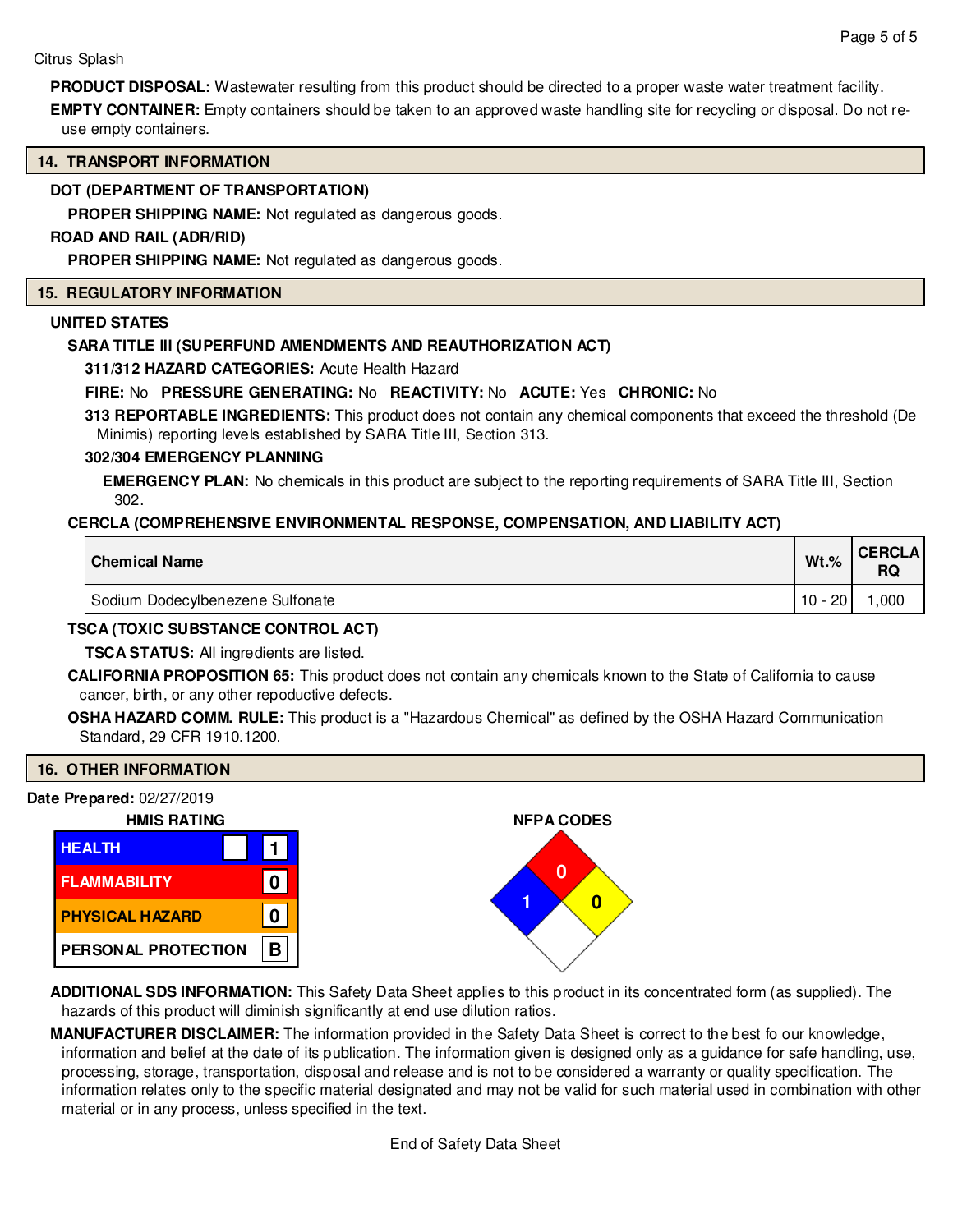**PRODUCT DISPOSAL:** Wastewater resulting from this product should be directed to a proper waste water treatment facility.

**EMPTY CONTAINER:** Empty containers should be taken to an approved waste handling site for recycling or disposal. Do not re-use empty containers.

## 14. TRANSPORT INFORMATION

**DOT (DEPARTMENT OF TRANSPORTATION)**

**PROPER SHIPPING NAME:** Not regulated as dangerous goods.

**ROAD AND RAIL (ADR/RID)**

**PROPER SHIPPING NAME:** Not regulated as dangerous goods.

## 15. REGULATORY INFORMATION

**UNITED STATES**

**SARA TITLE III (SUPERFUND AMENDMENTS AND REAUTHORIZATION ACT)**

**311/312 HAZARD CATEGORIES:** Acute Health Hazard

**FIRE:** No **PRESSURE GENERATING:** No **REACTIVITY:** No **ACUTE:** Yes **CHRONIC:** No

**313 REPORTABLE INGREDIENTS:** This product does not contain any chemical components that exceed the threshold (De Minimis) reporting levels established by SARA Title III, Section 313.

**302/304 EMERGENCY PLANNING**

**EMERGENCY PLAN:** No chemicals in this product are subject to the reporting requirements of SARA Title III, Section 302.

**CERCLA (COMPREHENSIVE ENVIRONMENTAL RESPONSE, COMPENSATION, AND LIABILITY ACT)**

| Chemical Name | Wt.% | CERCLA RQ |
|---|---|---|
| Sodium Dodecylbenezene Sulfonate | 10 - 20 | 1,000 |

**TSCA (TOXIC SUBSTANCE CONTROL ACT)**

**TSCA STATUS:** All ingredients are listed.

**CALIFORNIA PROPOSITION 65:** This product does not contain any chemicals known to the State of California to cause cancer, birth, or any other repoductive defects.

**OSHA HAZARD COMM. RULE:** This product is a "Hazardous Chemical" as defined by the OSHA Hazard Communication Standard, 29 CFR 1910.1200.

## 16. OTHER INFORMATION

**Date Prepared:** 02/27/2019

**HMIS RATING**

| | |
|---|---|
| HEALTH | 1 |
| FLAMMABILITY | 0 |
| PHYSICAL HAZARD | 0 |
| PERSONAL PROTECTION | B |

**NFPA CODES**

0

1

0

**ADDITIONAL SDS INFORMATION:** This Safety Data Sheet applies to this product in its concentrated form (as supplied). The hazards of this product will diminish significantly at end use dilution ratios.

**MANUFACTURER DISCLAIMER:** The information provided in the Safety Data Sheet is correct to the best fo our knowledge, information and belief at the date of its publication. The information given is designed only as a guidance for safe handling, use, processing, storage, transportation, disposal and release and is not to be considered a warranty or quality specification. The information relates only to the specific material designated and may not be valid for such material used in combination with other material or in any process, unless specified in the text.

End of Safety Data Sheet